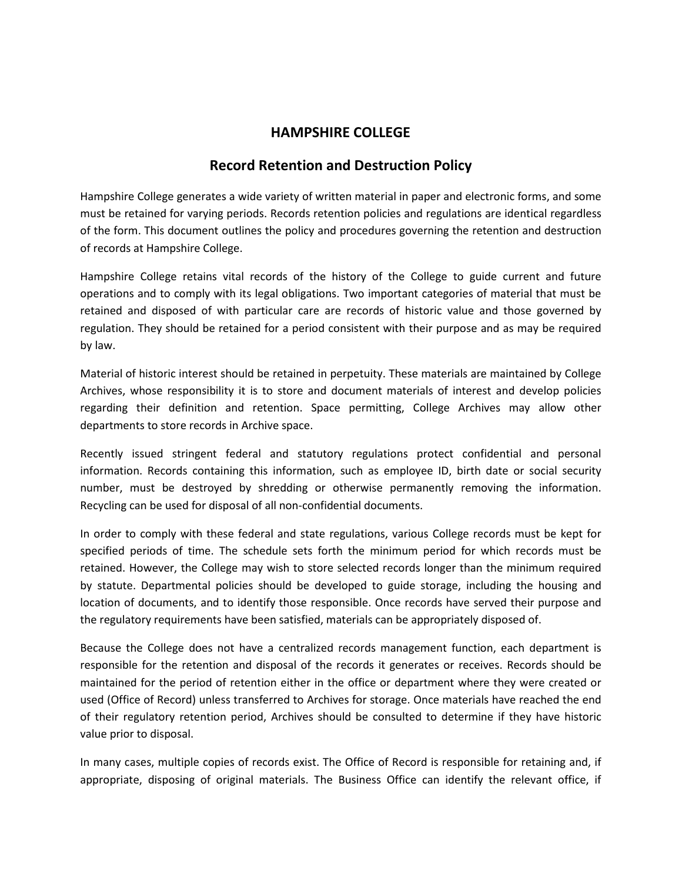# HAMPSHIRE COLLEGE

## Record Retention and Destruction Policy

Hampshire College generates a wide variety of written material in paper and electronic forms, and some must be retained for varying periods. Records retention policies and regulations are identical regardless of the form. This document outlines the policy and procedures governing the retention and destruction of records at Hampshire College.

Hampshire College retains vital records of the history of the College to guide current and future operations and to comply with its legal obligations. Two important categories of material that must be retained and disposed of with particular care are records of historic value and those governed by regulation. They should be retained for a period consistent with their purpose and as may be required by law.

Material of historic interest should be retained in perpetuity. These materials are maintained by College Archives, whose responsibility it is to store and document materials of interest and develop policies regarding their definition and retention. Space permitting, College Archives may allow other departments to store records in Archive space.

Recently issued stringent federal and statutory regulations protect confidential and personal information. Records containing this information, such as employee ID, birth date or social security number, must be destroyed by shredding or otherwise permanently removing the information. Recycling can be used for disposal of all non-confidential documents.

In order to comply with these federal and state regulations, various College records must be kept for specified periods of time. The schedule sets forth the minimum period for which records must be retained. However, the College may wish to store selected records longer than the minimum required by statute. Departmental policies should be developed to guide storage, including the housing and location of documents, and to identify those responsible. Once records have served their purpose and the regulatory requirements have been satisfied, materials can be appropriately disposed of.

Because the College does not have a centralized records management function, each department is responsible for the retention and disposal of the records it generates or receives. Records should be maintained for the period of retention either in the office or department where they were created or used (Office of Record) unless transferred to Archives for storage. Once materials have reached the end of their regulatory retention period, Archives should be consulted to determine if they have historic value prior to disposal.

In many cases, multiple copies of records exist. The Office of Record is responsible for retaining and, if appropriate, disposing of original materials. The Business Office can identify the relevant office, if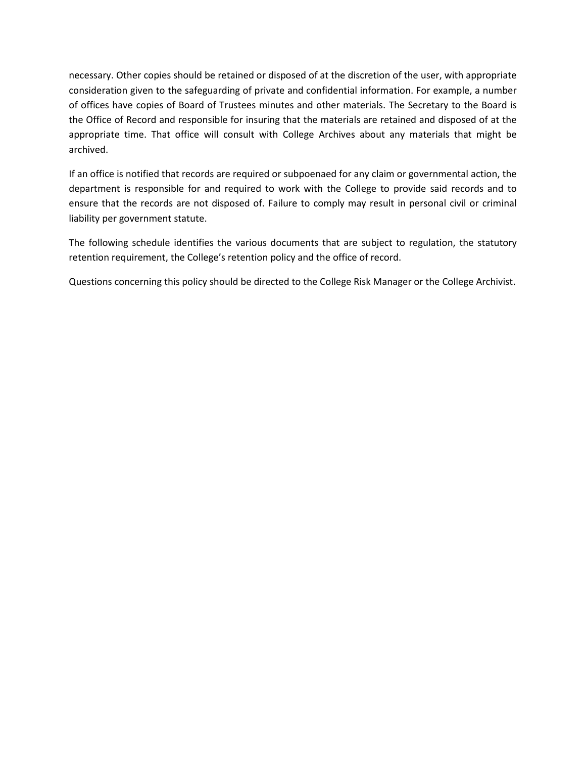necessary. Other copies should be retained or disposed of at the discretion of the user, with appropriate consideration given to the safeguarding of private and confidential information. For example, a number of offices have copies of Board of Trustees minutes and other materials. The Secretary to the Board is the Office of Record and responsible for insuring that the materials are retained and disposed of at the appropriate time. That office will consult with College Archives about any materials that might be archived.

If an office is notified that records are required or subpoenaed for any claim or governmental action, the department is responsible for and required to work with the College to provide said records and to ensure that the records are not disposed of. Failure to comply may result in personal civil or criminal liability per government statute.

The following schedule identifies the various documents that are subject to regulation, the statutory retention requirement, the College's retention policy and the office of record.

Questions concerning this policy should be directed to the College Risk Manager or the College Archivist.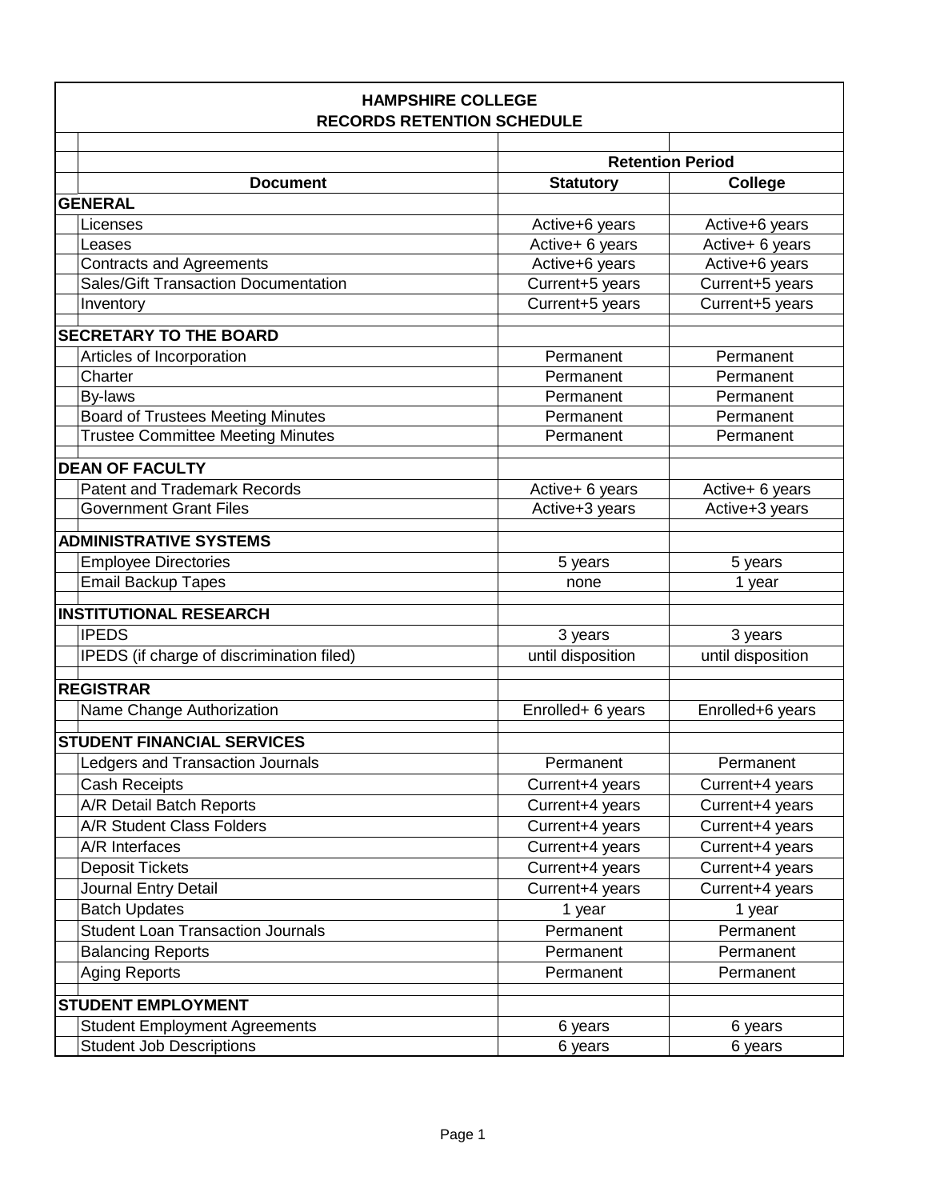# HAMPSHIRE COLLEGE
## RECORDS RETENTION SCHEDULE

| Document | Retention Period: Statutory | Retention Period: College |
|---|---|---|
| **GENERAL** | | |
| Licenses | Active+6 years | Active+6 years |
| Leases | Active+ 6 years | Active+ 6 years |
| Contracts and Agreements | Active+6 years | Active+6 years |
| Sales/Gift Transaction Documentation | Current+5 years | Current+5 years |
| Inventory | Current+5 years | Current+5 years |
| **SECRETARY TO THE BOARD** | | |
| Articles of Incorporation | Permanent | Permanent |
| Charter | Permanent | Permanent |
| By-laws | Permanent | Permanent |
| Board of Trustees Meeting Minutes | Permanent | Permanent |
| Trustee Committee Meeting Minutes | Permanent | Permanent |
| **DEAN OF FACULTY** | | |
| Patent and Trademark Records | Active+ 6 years | Active+ 6 years |
| Government Grant Files | Active+3 years | Active+3 years |
| **ADMINISTRATIVE SYSTEMS** | | |
| Employee Directories | 5 years | 5 years |
| Email Backup Tapes | none | 1 year |
| **INSTITUTIONAL RESEARCH** | | |
| IPEDS | 3 years | 3 years |
| IPEDS (if charge of discrimination filed) | until disposition | until disposition |
| **REGISTRAR** | | |
| Name Change Authorization | Enrolled+ 6 years | Enrolled+6 years |
| **STUDENT FINANCIAL SERVICES** | | |
| Ledgers and Transaction Journals | Permanent | Permanent |
| Cash Receipts | Current+4 years | Current+4 years |
| A/R Detail Batch Reports | Current+4 years | Current+4 years |
| A/R Student Class Folders | Current+4 years | Current+4 years |
| A/R Interfaces | Current+4 years | Current+4 years |
| Deposit Tickets | Current+4 years | Current+4 years |
| Journal Entry Detail | Current+4 years | Current+4 years |
| Batch Updates | 1 year | 1 year |
| Student Loan Transaction Journals | Permanent | Permanent |
| Balancing Reports | Permanent | Permanent |
| Aging Reports | Permanent | Permanent |
| **STUDENT EMPLOYMENT** | | |
| Student Employment Agreements | 6 years | 6 years |
| Student Job Descriptions | 6 years | 6 years |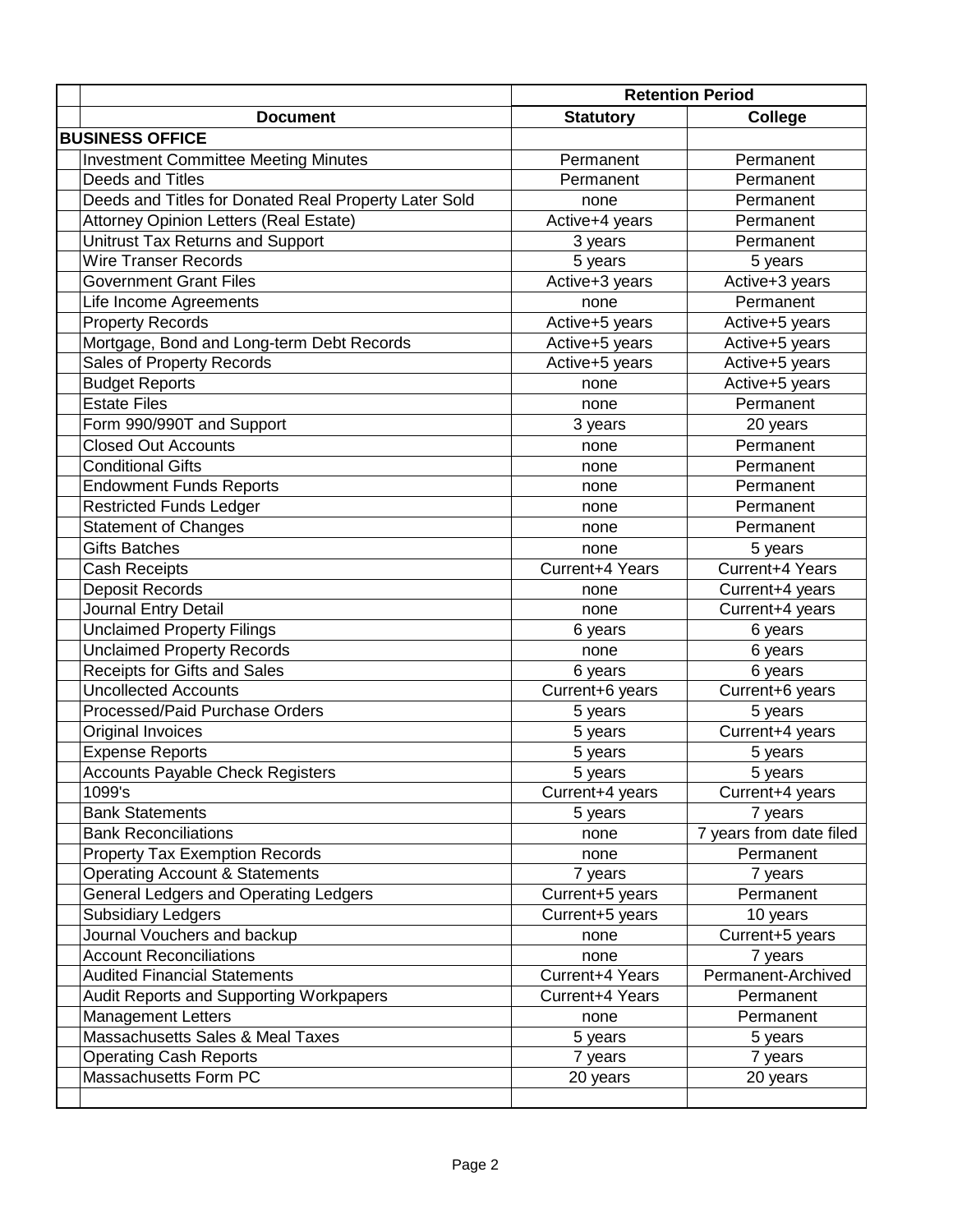| Document | Retention Period | |
|---|---|---|
| | **Statutory** | **College** |
| **BUSINESS OFFICE** | | |
| Investment Committee Meeting Minutes | Permanent | Permanent |
| Deeds and Titles | Permanent | Permanent |
| Deeds and Titles for Donated Real Property Later Sold | none | Permanent |
| Attorney Opinion Letters (Real Estate) | Active+4 years | Permanent |
| Unitrust Tax Returns and Support | 3 years | Permanent |
| Wire Transer Records | 5 years | 5 years |
| Government Grant Files | Active+3 years | Active+3 years |
| Life Income Agreements | none | Permanent |
| Property Records | Active+5 years | Active+5 years |
| Mortgage, Bond and Long-term Debt Records | Active+5 years | Active+5 years |
| Sales of Property Records | Active+5 years | Active+5 years |
| Budget Reports | none | Active+5 years |
| Estate Files | none | Permanent |
| Form 990/990T and Support | 3 years | 20 years |
| Closed Out Accounts | none | Permanent |
| Conditional Gifts | none | Permanent |
| Endowment Funds Reports | none | Permanent |
| Restricted Funds Ledger | none | Permanent |
| Statement of Changes | none | Permanent |
| Gifts Batches | none | 5 years |
| Cash Receipts | Current+4 Years | Current+4 Years |
| Deposit Records | none | Current+4 years |
| Journal Entry Detail | none | Current+4 years |
| Unclaimed Property Filings | 6 years | 6 years |
| Unclaimed Property Records | none | 6 years |
| Receipts for Gifts and Sales | 6 years | 6 years |
| Uncollected Accounts | Current+6 years | Current+6 years |
| Processed/Paid Purchase Orders | 5 years | 5 years |
| Original Invoices | 5 years | Current+4 years |
| Expense Reports | 5 years | 5 years |
| Accounts Payable Check Registers | 5 years | 5 years |
| 1099's | Current+4 years | Current+4 years |
| Bank Statements | 5 years | 7 years |
| Bank Reconciliations | none | 7 years from date filed |
| Property Tax Exemption Records | none | Permanent |
| Operating Account & Statements | 7 years | 7 years |
| General Ledgers and Operating Ledgers | Current+5 years | Permanent |
| Subsidiary Ledgers | Current+5 years | 10 years |
| Journal Vouchers and backup | none | Current+5 years |
| Account Reconciliations | none | 7 years |
| Audited Financial Statements | Current+4 Years | Permanent-Archived |
| Audit Reports and Supporting Workpapers | Current+4 Years | Permanent |
| Management Letters | none | Permanent |
| Massachusetts Sales & Meal Taxes | 5 years | 5 years |
| Operating Cash Reports | 7 years | 7 years |
| Massachusetts Form PC | 20 years | 20 years |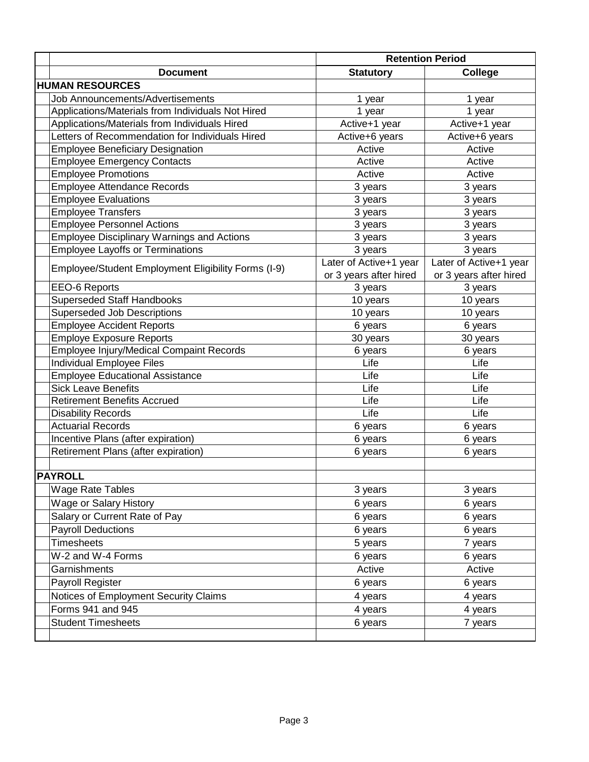| Document | Retention Period | |
|---|---|---|
| | **Statutory** | **College** |
| **HUMAN RESOURCES** | | |
| Job Announcements/Advertisements | 1 year | 1 year |
| Applications/Materials from Individuals Not Hired | 1 year | 1 year |
| Applications/Materials from Individuals Hired | Active+1 year | Active+1 year |
| Letters of Recommendation for Individuals Hired | Active+6 years | Active+6 years |
| Employee Beneficiary Designation | Active | Active |
| Employee Emergency Contacts | Active | Active |
| Employee Promotions | Active | Active |
| Employee Attendance Records | 3 years | 3 years |
| Employee Evaluations | 3 years | 3 years |
| Employee Transfers | 3 years | 3 years |
| Employee Personnel Actions | 3 years | 3 years |
| Employee Disciplinary Warnings and Actions | 3 years | 3 years |
| Employee Layoffs or Terminations | 3 years | 3 years |
| Employee/Student Employment Eligibility Forms (I-9) | Later of Active+1 year or 3 years after hired | Later of Active+1 year or 3 years after hired |
| EEO-6 Reports | 3 years | 3 years |
| Superseded Staff Handbooks | 10 years | 10 years |
| Superseded Job Descriptions | 10 years | 10 years |
| Employee Accident Reports | 6 years | 6 years |
| Employe Exposure Reports | 30 years | 30 years |
| Employee Injury/Medical Compaint Records | 6 years | 6 years |
| Individual Employee Files | Life | Life |
| Employee Educational Assistance | Life | Life |
| Sick Leave Benefits | Life | Life |
| Retirement Benefits Accrued | Life | Life |
| Disability Records | Life | Life |
| Actuarial Records | 6 years | 6 years |
| Incentive Plans (after expiration) | 6 years | 6 years |
| Retirement Plans (after expiration) | 6 years | 6 years |
| | | |
| **PAYROLL** | | |
| Wage Rate Tables | 3 years | 3 years |
| Wage or Salary History | 6 years | 6 years |
| Salary or Current Rate of Pay | 6 years | 6 years |
| Payroll Deductions | 6 years | 6 years |
| Timesheets | 5 years | 7 years |
| W-2 and W-4 Forms | 6 years | 6 years |
| Garnishments | Active | Active |
| Payroll Register | 6 years | 6 years |
| Notices of Employment Security Claims | 4 years | 4 years |
| Forms 941 and 945 | 4 years | 4 years |
| Student Timesheets | 6 years | 7 years |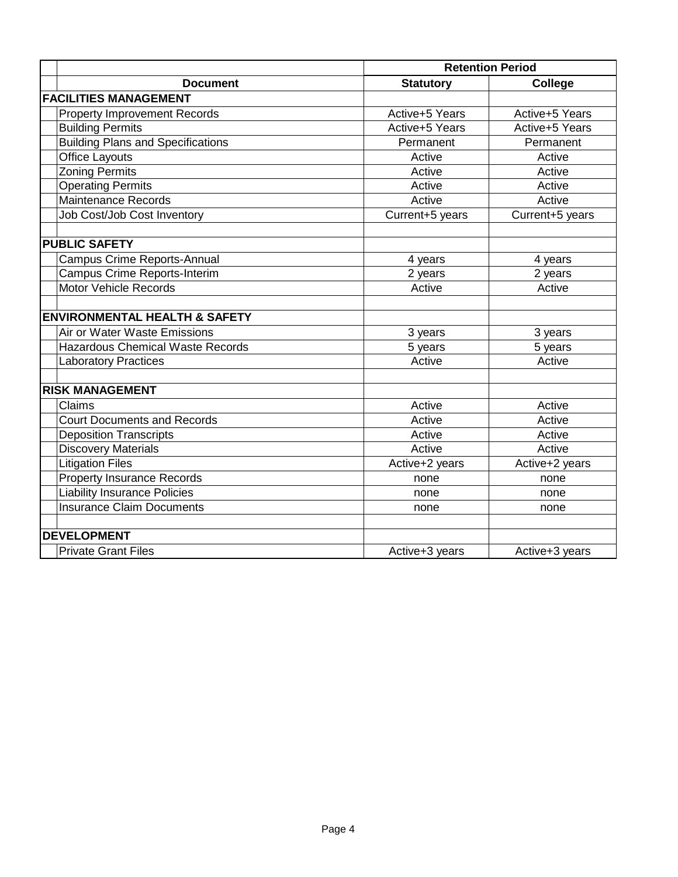| | | Retention Period | |
|---|---|---|---|
| | **Document** | **Statutory** | **College** |
| **FACILITIES MANAGEMENT** | | | |
| | Property Improvement Records | Active+5 Years | Active+5 Years |
| | Building Permits | Active+5 Years | Active+5 Years |
| | Building Plans and Specifications | Permanent | Permanent |
| | Office Layouts | Active | Active |
| | Zoning Permits | Active | Active |
| | Operating Permits | Active | Active |
| | Maintenance Records | Active | Active |
| | Job Cost/Job Cost Inventory | Current+5 years | Current+5 years |
| | | | |
| **PUBLIC SAFETY** | | | |
| | Campus Crime Reports-Annual | 4 years | 4 years |
| | Campus Crime Reports-Interim | 2 years | 2 years |
| | Motor Vehicle Records | Active | Active |
| | | | |
| **ENVIRONMENTAL HEALTH & SAFETY** | | | |
| | Air or Water Waste Emissions | 3 years | 3 years |
| | Hazardous Chemical Waste Records | 5 years | 5 years |
| | Laboratory Practices | Active | Active |
| | | | |
| **RISK MANAGEMENT** | | | |
| | Claims | Active | Active |
| | Court Documents and Records | Active | Active |
| | Deposition Transcripts | Active | Active |
| | Discovery Materials | Active | Active |
| | Litigation Files | Active+2 years | Active+2 years |
| | Property Insurance Records | none | none |
| | Liability Insurance Policies | none | none |
| | Insurance Claim Documents | none | none |
| | | | |
| **DEVELOPMENT** | | | |
| | Private Grant Files | Active+3 years | Active+3 years |